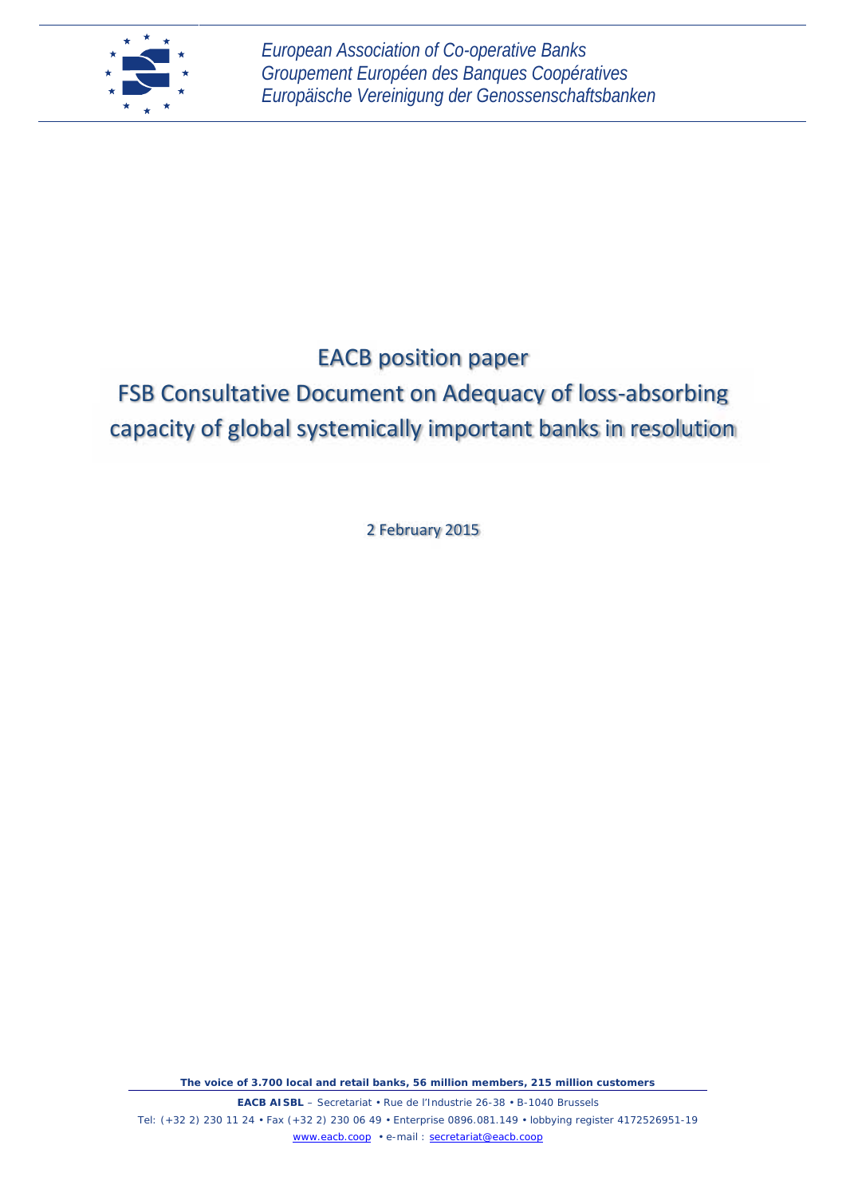*European Association of Co-operative Banks*
*Groupement Européen des Banques Coopératives*
*Europäische Vereinigung der Genossenschaftsbanken*

# EACB position paper

# FSB Consultative Document on Adequacy of loss-absorbing capacity of global systemically important banks in resolution

2 February 2015

**The voice of 3.700 local and retail banks, 56 million members, 215 million customers**

**EACB AISBL** – Secretariat • Rue de l'Industrie 26-38 • B-1040 Brussels
Tel: (+32 2) 230 11 24 • Fax (+32 2) 230 06 49 • Enterprise 0896.081.149 • lobbying register 4172526951-19
www.eacb.coop • e-mail : secretariat@eacb.coop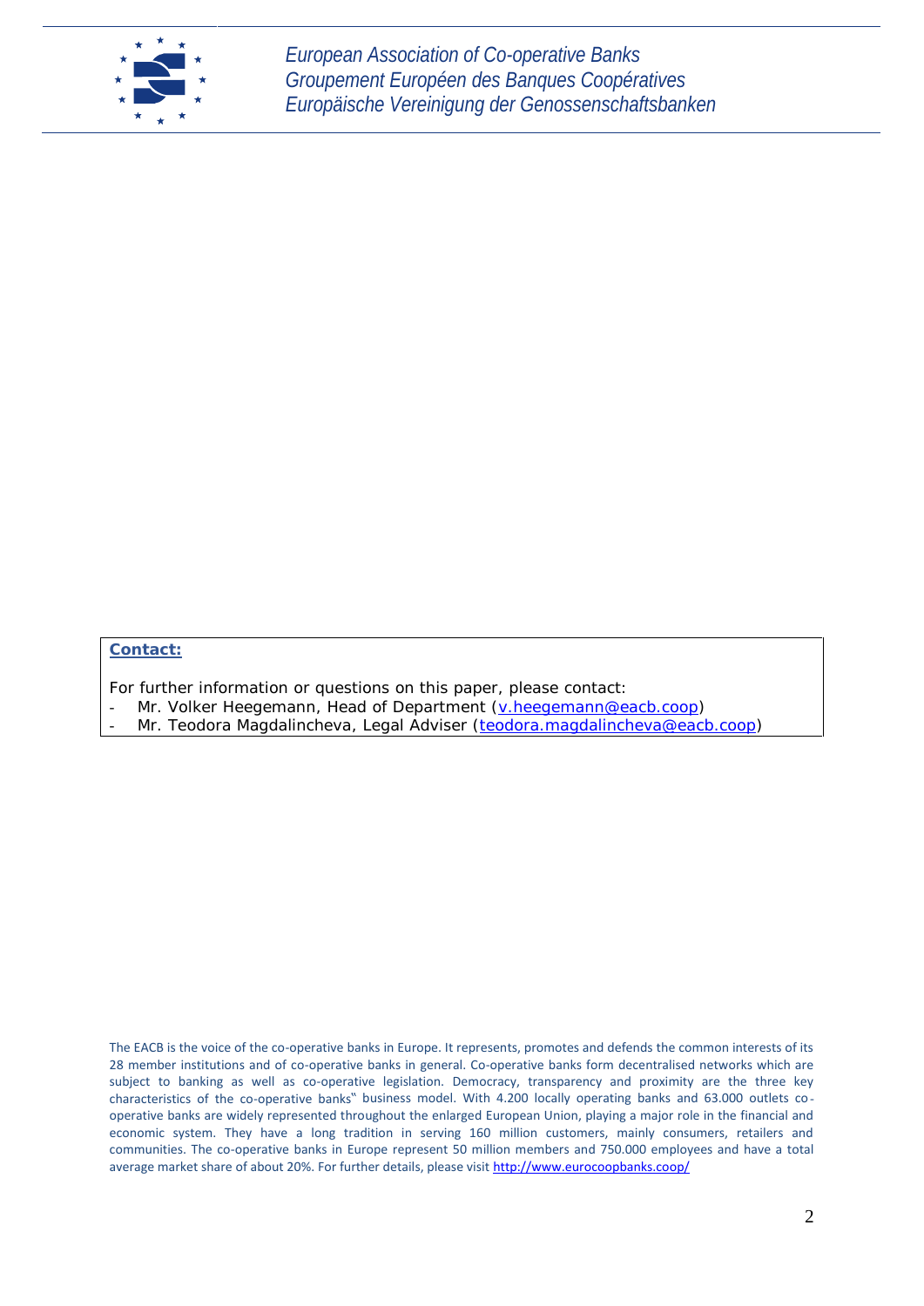**Contact:**

For further information or questions on this paper, please contact:

- Mr. Volker Heegemann, Head of Department (v.heegemann@eacb.coop)
- Mr. Teodora Magdalincheva, Legal Adviser (teodora.magdalincheva@eacb.coop)

The EACB is the voice of the co-operative banks in Europe. It represents, promotes and defends the common interests of its 28 member institutions and of co-operative banks in general. Co-operative banks form decentralised networks which are subject to banking as well as co-operative legislation. Democracy, transparency and proximity are the three key characteristics of the co-operative banks" business model. With 4.200 locally operating banks and 63.000 outlets co-operative banks are widely represented throughout the enlarged European Union, playing a major role in the financial and economic system. They have a long tradition in serving 160 million customers, mainly consumers, retailers and communities. The co-operative banks in Europe represent 50 million members and 750.000 employees and have a total average market share of about 20%. For further details, please visit http://www.eurocoopbanks.coop/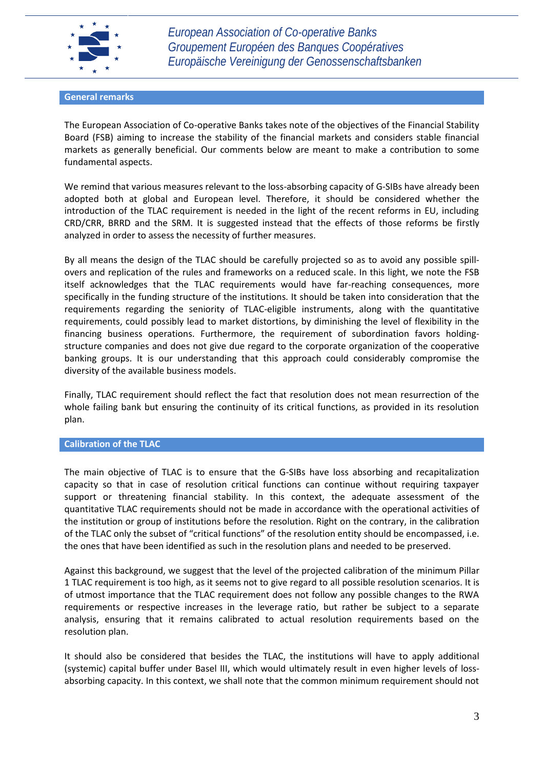## General remarks

The European Association of Co-operative Banks takes note of the objectives of the Financial Stability Board (FSB) aiming to increase the stability of the financial markets and considers stable financial markets as generally beneficial. Our comments below are meant to make a contribution to some fundamental aspects.

We remind that various measures relevant to the loss-absorbing capacity of G-SIBs have already been adopted both at global and European level. Therefore, it should be considered whether the introduction of the TLAC requirement is needed in the light of the recent reforms in EU, including CRD/CRR, BRRD and the SRM. It is suggested instead that the effects of those reforms be firstly analyzed in order to assess the necessity of further measures.

By all means the design of the TLAC should be carefully projected so as to avoid any possible spill-overs and replication of the rules and frameworks on a reduced scale. In this light, we note the FSB itself acknowledges that the TLAC requirements would have far-reaching consequences, more specifically in the funding structure of the institutions. It should be taken into consideration that the requirements regarding the seniority of TLAC-eligible instruments, along with the quantitative requirements, could possibly lead to market distortions, by diminishing the level of flexibility in the financing business operations. Furthermore, the requirement of subordination favors holding-structure companies and does not give due regard to the corporate organization of the cooperative banking groups. It is our understanding that this approach could considerably compromise the diversity of the available business models.

Finally, TLAC requirement should reflect the fact that resolution does not mean resurrection of the whole failing bank but ensuring the continuity of its critical functions, as provided in its resolution plan.

## Calibration of the TLAC

The main objective of TLAC is to ensure that the G-SIBs have loss absorbing and recapitalization capacity so that in case of resolution critical functions can continue without requiring taxpayer support or threatening financial stability. In this context, the adequate assessment of the quantitative TLAC requirements should not be made in accordance with the operational activities of the institution or group of institutions before the resolution. Right on the contrary, in the calibration of the TLAC only the subset of "critical functions" of the resolution entity should be encompassed, i.e. the ones that have been identified as such in the resolution plans and needed to be preserved.

Against this background, we suggest that the level of the projected calibration of the minimum Pillar 1 TLAC requirement is too high, as it seems not to give regard to all possible resolution scenarios. It is of utmost importance that the TLAC requirement does not follow any possible changes to the RWA requirements or respective increases in the leverage ratio, but rather be subject to a separate analysis, ensuring that it remains calibrated to actual resolution requirements based on the resolution plan.

It should also be considered that besides the TLAC, the institutions will have to apply additional (systemic) capital buffer under Basel III, which would ultimately result in even higher levels of loss-absorbing capacity. In this context, we shall note that the common minimum requirement should not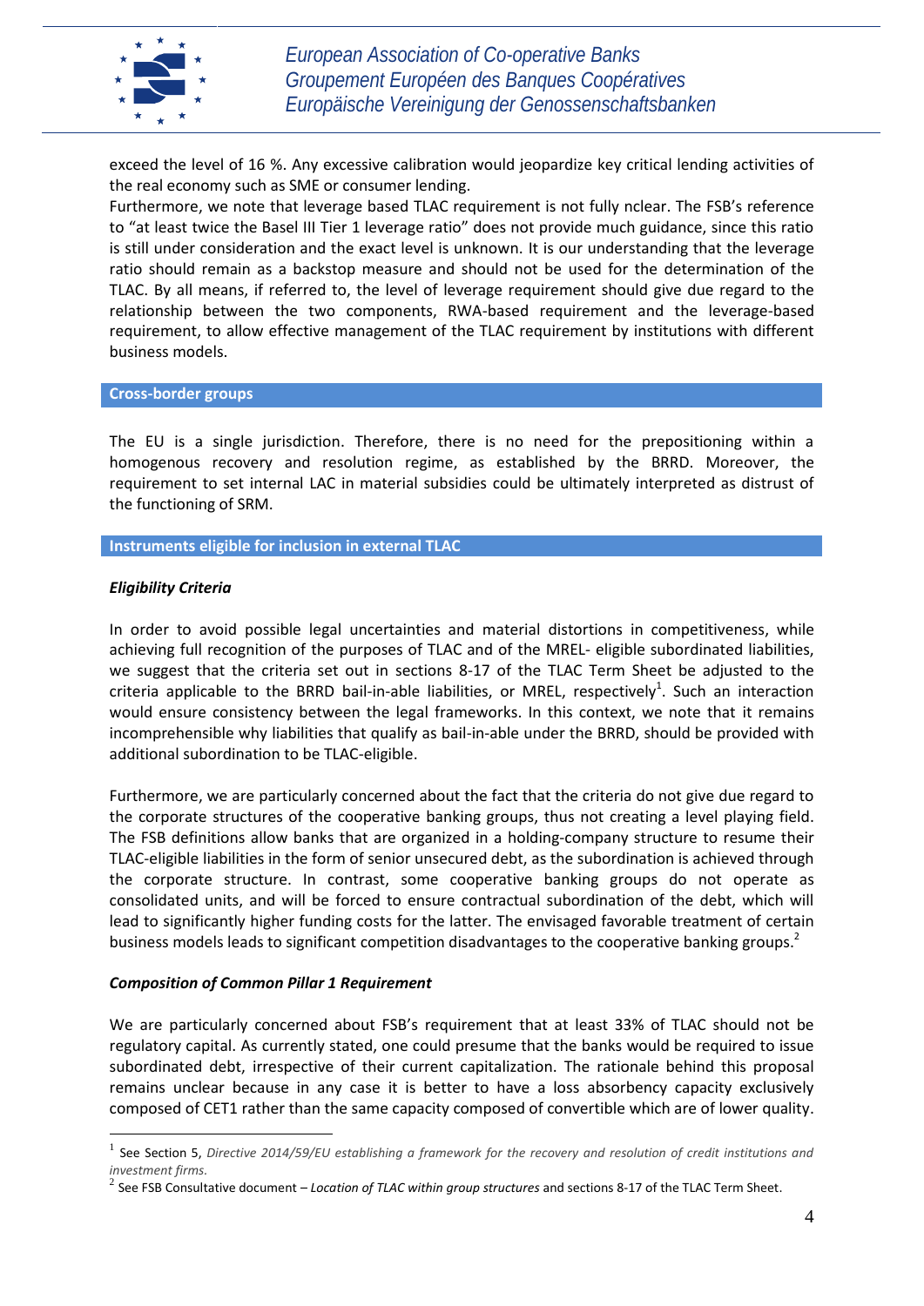exceed the level of 16 %. Any excessive calibration would jeopardize key critical lending activities of the real economy such as SME or consumer lending.

Furthermore, we note that leverage based TLAC requirement is not fully nclear. The FSB's reference to "at least twice the Basel III Tier 1 leverage ratio" does not provide much guidance, since this ratio is still under consideration and the exact level is unknown. It is our understanding that the leverage ratio should remain as a backstop measure and should not be used for the determination of the TLAC. By all means, if referred to, the level of leverage requirement should give due regard to the relationship between the two components, RWA-based requirement and the leverage-based requirement, to allow effective management of the TLAC requirement by institutions with different business models.

## Cross-border groups

The EU is a single jurisdiction. Therefore, there is no need for the prepositioning within a homogenous recovery and resolution regime, as established by the BRRD. Moreover, the requirement to set internal LAC in material subsidies could be ultimately interpreted as distrust of the functioning of SRM.

## Instruments eligible for inclusion in external TLAC

***Eligibility Criteria***

In order to avoid possible legal uncertainties and material distortions in competitiveness, while achieving full recognition of the purposes of TLAC and of the MREL- eligible subordinated liabilities, we suggest that the criteria set out in sections 8-17 of the TLAC Term Sheet be adjusted to the criteria applicable to the BRRD bail-in-able liabilities, or MREL, respectively[1]. Such an interaction would ensure consistency between the legal frameworks. In this context, we note that it remains incomprehensible why liabilities that qualify as bail-in-able under the BRRD, should be provided with additional subordination to be TLAC-eligible.

Furthermore, we are particularly concerned about the fact that the criteria do not give due regard to the corporate structures of the cooperative banking groups, thus not creating a level playing field. The FSB definitions allow banks that are organized in a holding-company structure to resume their TLAC-eligible liabilities in the form of senior unsecured debt, as the subordination is achieved through the corporate structure. In contrast, some cooperative banking groups do not operate as consolidated units, and will be forced to ensure contractual subordination of the debt, which will lead to significantly higher funding costs for the latter. The envisaged favorable treatment of certain business models leads to significant competition disadvantages to the cooperative banking groups.[2]

***Composition of Common Pillar 1 Requirement***

We are particularly concerned about FSB's requirement that at least 33% of TLAC should not be regulatory capital. As currently stated, one could presume that the banks would be required to issue subordinated debt, irrespective of their current capitalization. The rationale behind this proposal remains unclear because in any case it is better to have a loss absorbency capacity exclusively composed of CET1 rather than the same capacity composed of convertible which are of lower quality.

---

[1] See Section 5, *Directive 2014/59/EU establishing a framework for the recovery and resolution of credit institutions and investment firms.*

[2] See FSB Consultative document – *Location of TLAC within group structures* and sections 8-17 of the TLAC Term Sheet.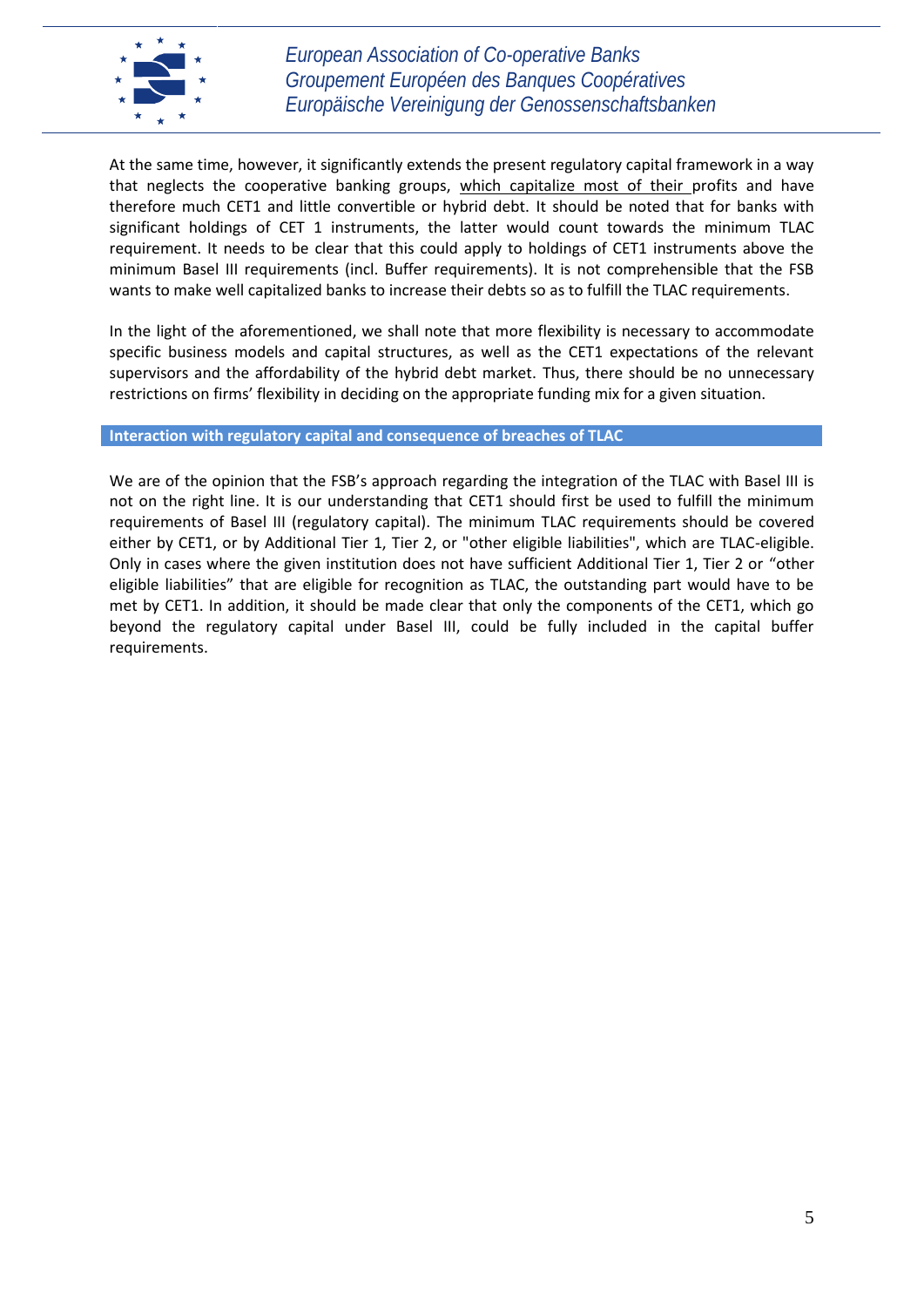At the same time, however, it significantly extends the present regulatory capital framework in a way that neglects the cooperative banking groups, which capitalize most of their profits and have therefore much CET1 and little convertible or hybrid debt. It should be noted that for banks with significant holdings of CET 1 instruments, the latter would count towards the minimum TLAC requirement. It needs to be clear that this could apply to holdings of CET1 instruments above the minimum Basel III requirements (incl. Buffer requirements). It is not comprehensible that the FSB wants to make well capitalized banks to increase their debts so as to fulfill the TLAC requirements.

In the light of the aforementioned, we shall note that more flexibility is necessary to accommodate specific business models and capital structures, as well as the CET1 expectations of the relevant supervisors and the affordability of the hybrid debt market. Thus, there should be no unnecessary restrictions on firms' flexibility in deciding on the appropriate funding mix for a given situation.

## Interaction with regulatory capital and consequence of breaches of TLAC

We are of the opinion that the FSB's approach regarding the integration of the TLAC with Basel III is not on the right line. It is our understanding that CET1 should first be used to fulfill the minimum requirements of Basel III (regulatory capital). The minimum TLAC requirements should be covered either by CET1, or by Additional Tier 1, Tier 2, or "other eligible liabilities", which are TLAC-eligible. Only in cases where the given institution does not have sufficient Additional Tier 1, Tier 2 or "other eligible liabilities" that are eligible for recognition as TLAC, the outstanding part would have to be met by CET1. In addition, it should be made clear that only the components of the CET1, which go beyond the regulatory capital under Basel III, could be fully included in the capital buffer requirements.